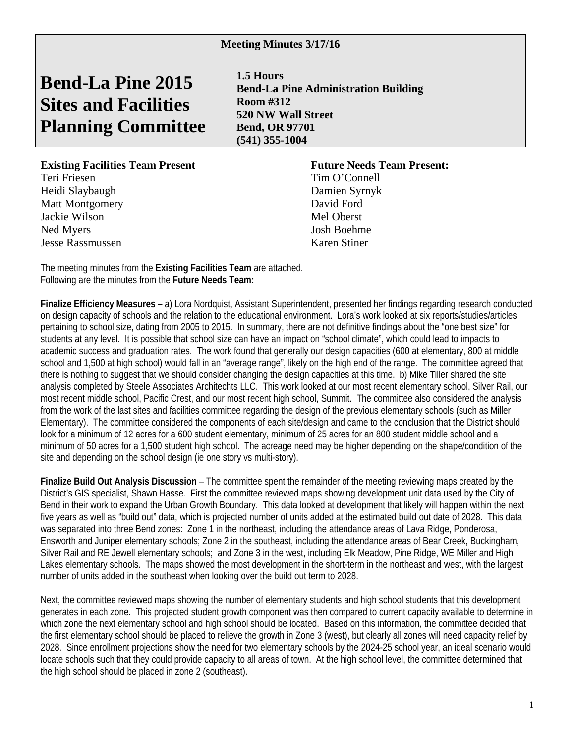**Meeting Minutes 3/17/16**

# Bend-La Pine 2015 Sites and Facilities Planning Committee

**1.5 Hours**
**Bend-La Pine Administration Building**
**Room #312**
**520 NW Wall Street**
**Bend, OR 97701**
**(541) 355-1004**

**Existing Facilities Team Present**
Teri Friesen
Heidi Slaybaugh
Matt Montgomery
Jackie Wilson
Ned Myers
Jesse Rassmussen

**Future Needs Team Present:**
Tim O'Connell
Damien Syrnyk
David Ford
Mel Oberst
Josh Boehme
Karen Stiner

The meeting minutes from the **Existing Facilities Team** are attached.
Following are the minutes from the **Future Needs Team:**

**Finalize Efficiency Measures** – a) Lora Nordquist, Assistant Superintendent, presented her findings regarding research conducted on design capacity of schools and the relation to the educational environment. Lora's work looked at six reports/studies/articles pertaining to school size, dating from 2005 to 2015. In summary, there are not definitive findings about the "one best size" for students at any level. It is possible that school size can have an impact on "school climate", which could lead to impacts to academic success and graduation rates. The work found that generally our design capacities (600 at elementary, 800 at middle school and 1,500 at high school) would fall in an "average range", likely on the high end of the range. The committee agreed that there is nothing to suggest that we should consider changing the design capacities at this time. b) Mike Tiller shared the site analysis completed by Steele Associates Architechts LLC. This work looked at our most recent elementary school, Silver Rail, our most recent middle school, Pacific Crest, and our most recent high school, Summit. The committee also considered the analysis from the work of the last sites and facilities committee regarding the design of the previous elementary schools (such as Miller Elementary). The committee considered the components of each site/design and came to the conclusion that the District should look for a minimum of 12 acres for a 600 student elementary, minimum of 25 acres for an 800 student middle school and a minimum of 50 acres for a 1,500 student high school. The acreage need may be higher depending on the shape/condition of the site and depending on the school design (ie one story vs multi-story).

**Finalize Build Out Analysis Discussion** – The committee spent the remainder of the meeting reviewing maps created by the District's GIS specialist, Shawn Hasse. First the committee reviewed maps showing development unit data used by the City of Bend in their work to expand the Urban Growth Boundary. This data looked at development that likely will happen within the next five years as well as "build out" data, which is projected number of units added at the estimated build out date of 2028. This data was separated into three Bend zones: Zone 1 in the northeast, including the attendance areas of Lava Ridge, Ponderosa, Ensworth and Juniper elementary schools; Zone 2 in the southeast, including the attendance areas of Bear Creek, Buckingham, Silver Rail and RE Jewell elementary schools; and Zone 3 in the west, including Elk Meadow, Pine Ridge, WE Miller and High Lakes elementary schools. The maps showed the most development in the short-term in the northeast and west, with the largest number of units added in the southeast when looking over the build out term to 2028.

Next, the committee reviewed maps showing the number of elementary students and high school students that this development generates in each zone. This projected student growth component was then compared to current capacity available to determine in which zone the next elementary school and high school should be located. Based on this information, the committee decided that the first elementary school should be placed to relieve the growth in Zone 3 (west), but clearly all zones will need capacity relief by 2028. Since enrollment projections show the need for two elementary schools by the 2024-25 school year, an ideal scenario would locate schools such that they could provide capacity to all areas of town. At the high school level, the committee determined that the high school should be placed in zone 2 (southeast).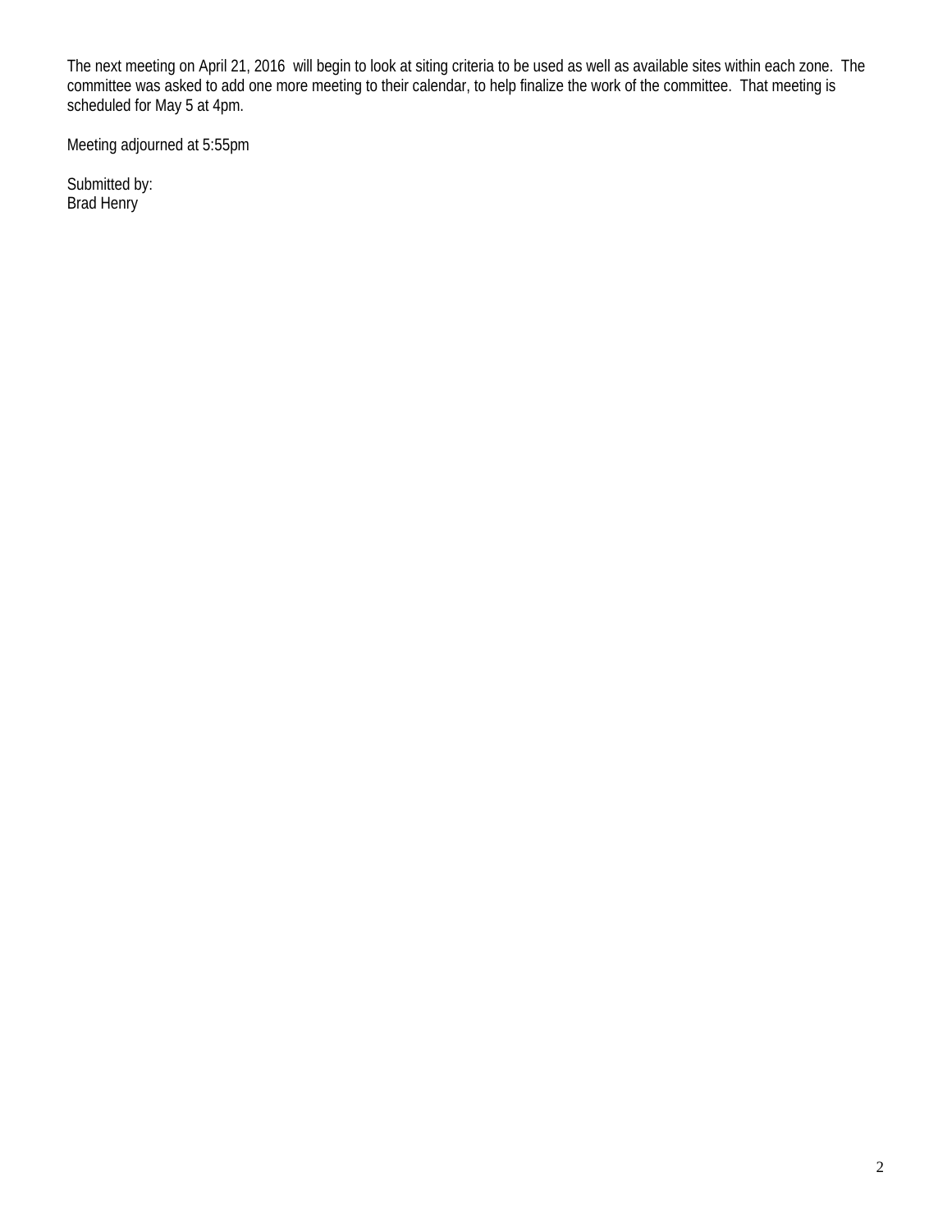The next meeting on April 21, 2016  will begin to look at siting criteria to be used as well as available sites within each zone.  The committee was asked to add one more meeting to their calendar, to help finalize the work of the committee.  That meeting is scheduled for May 5 at 4pm.

Meeting adjourned at 5:55pm

Submitted by:
Brad Henry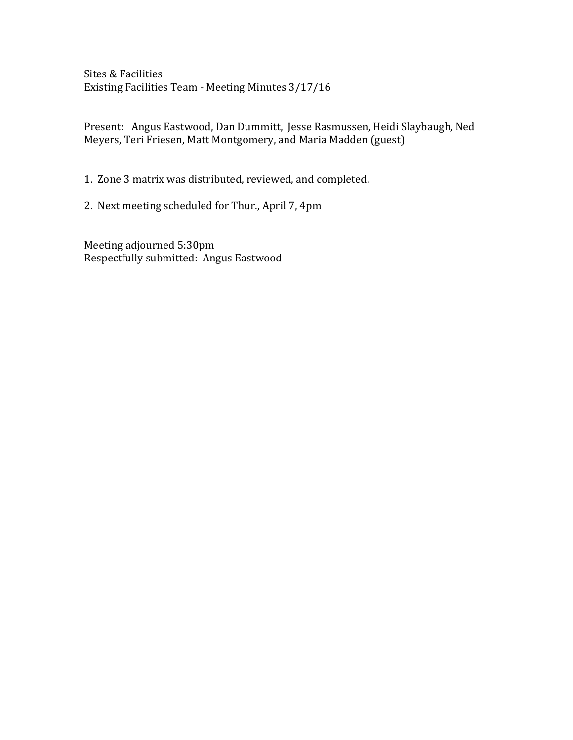Sites & Facilities
Existing Facilities Team - Meeting Minutes 3/17/16

Present: Angus Eastwood, Dan Dummitt, Jesse Rasmussen, Heidi Slaybaugh, Ned Meyers, Teri Friesen, Matt Montgomery, and Maria Madden (guest)

1. Zone 3 matrix was distributed, reviewed, and completed.

2. Next meeting scheduled for Thur., April 7, 4pm

Meeting adjourned 5:30pm
Respectfully submitted: Angus Eastwood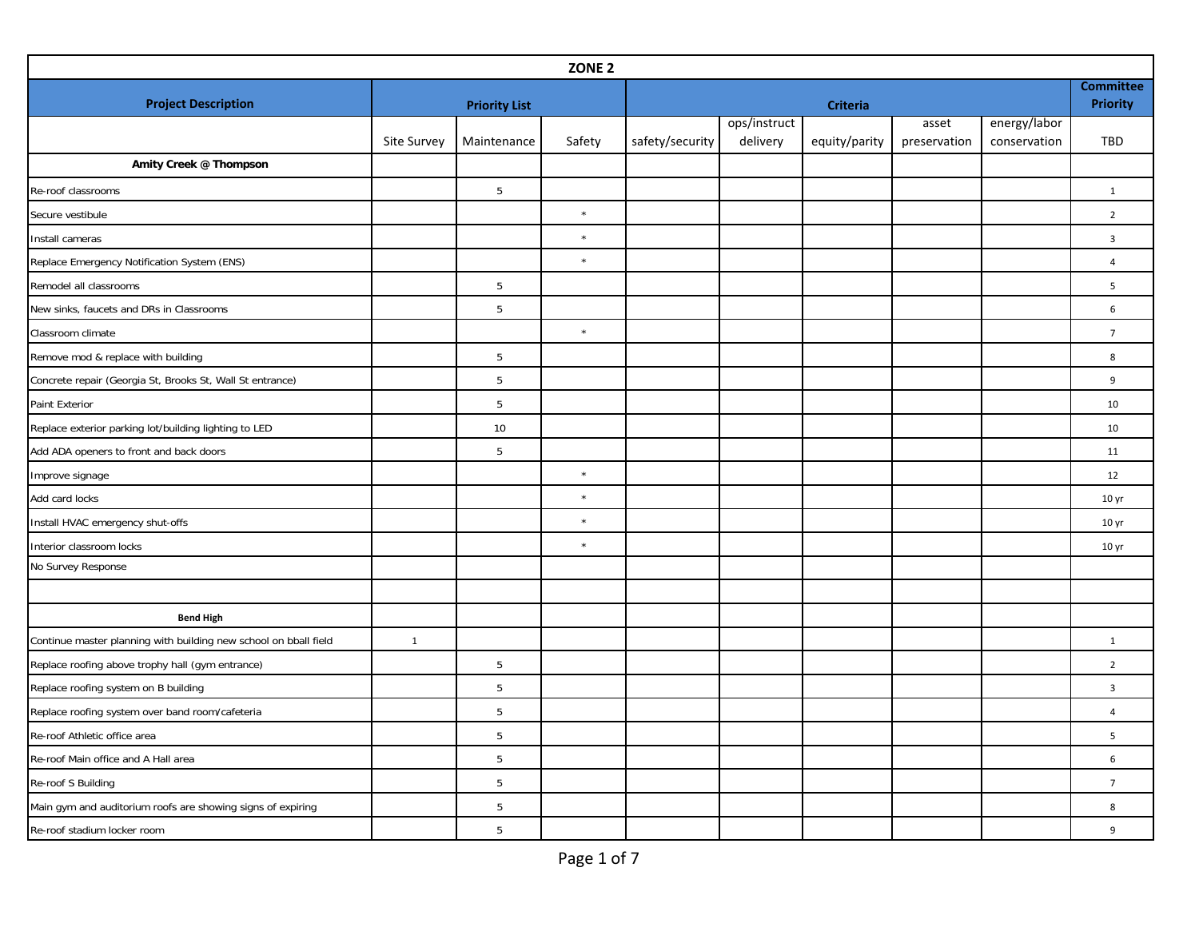| ZONE 2 | | | | | | | | | |
|---|---|---|---|---|---|---|---|---|---|
| **Project Description** | **Priority List** | | | **Criteria** | | | | | **Committee Priority** |
| | Site Survey | Maintenance | Safety | safety/security | ops/instruct delivery | equity/parity | asset preservation | energy/labor conservation | TBD |
| **Amity Creek @ Thompson** | | | | | | | | | |
| Re-roof classrooms | | 5 | | | | | | | 1 |
| Secure vestibule | | | * | | | | | | 2 |
| Install cameras | | | * | | | | | | 3 |
| Replace Emergency Notification System (ENS) | | | * | | | | | | 4 |
| Remodel all classrooms | | 5 | | | | | | | 5 |
| New sinks, faucets and DRs in Classrooms | | 5 | | | | | | | 6 |
| Classroom climate | | | * | | | | | | 7 |
| Remove mod & replace with building | | 5 | | | | | | | 8 |
| Concrete repair (Georgia St, Brooks St, Wall St entrance) | | 5 | | | | | | | 9 |
| Paint Exterior | | 5 | | | | | | | 10 |
| Replace exterior parking lot/building lighting to LED | | 10 | | | | | | | 10 |
| Add ADA openers to front and back doors | | 5 | | | | | | | 11 |
| Improve signage | | | * | | | | | | 12 |
| Add card locks | | | * | | | | | | 10 yr |
| Install HVAC emergency shut-offs | | | * | | | | | | 10 yr |
| Interior classroom locks | | | * | | | | | | 10 yr |
| No Survey Response | | | | | | | | | |
| | | | | | | | | | |
| **Bend High** | | | | | | | | | |
| Continue master planning with building new school on bball field | 1 | | | | | | | | 1 |
| Replace roofing above trophy hall (gym entrance) | | 5 | | | | | | | 2 |
| Replace roofing system on B building | | 5 | | | | | | | 3 |
| Replace roofing system over band room/cafeteria | | 5 | | | | | | | 4 |
| Re-roof Athletic office area | | 5 | | | | | | | 5 |
| Re-roof Main office and A Hall area | | 5 | | | | | | | 6 |
| Re-roof S Building | | 5 | | | | | | | 7 |
| Main gym and auditorium roofs are showing signs of expiring | | 5 | | | | | | | 8 |
| Re-roof stadium locker room | | 5 | | | | | | | 9 |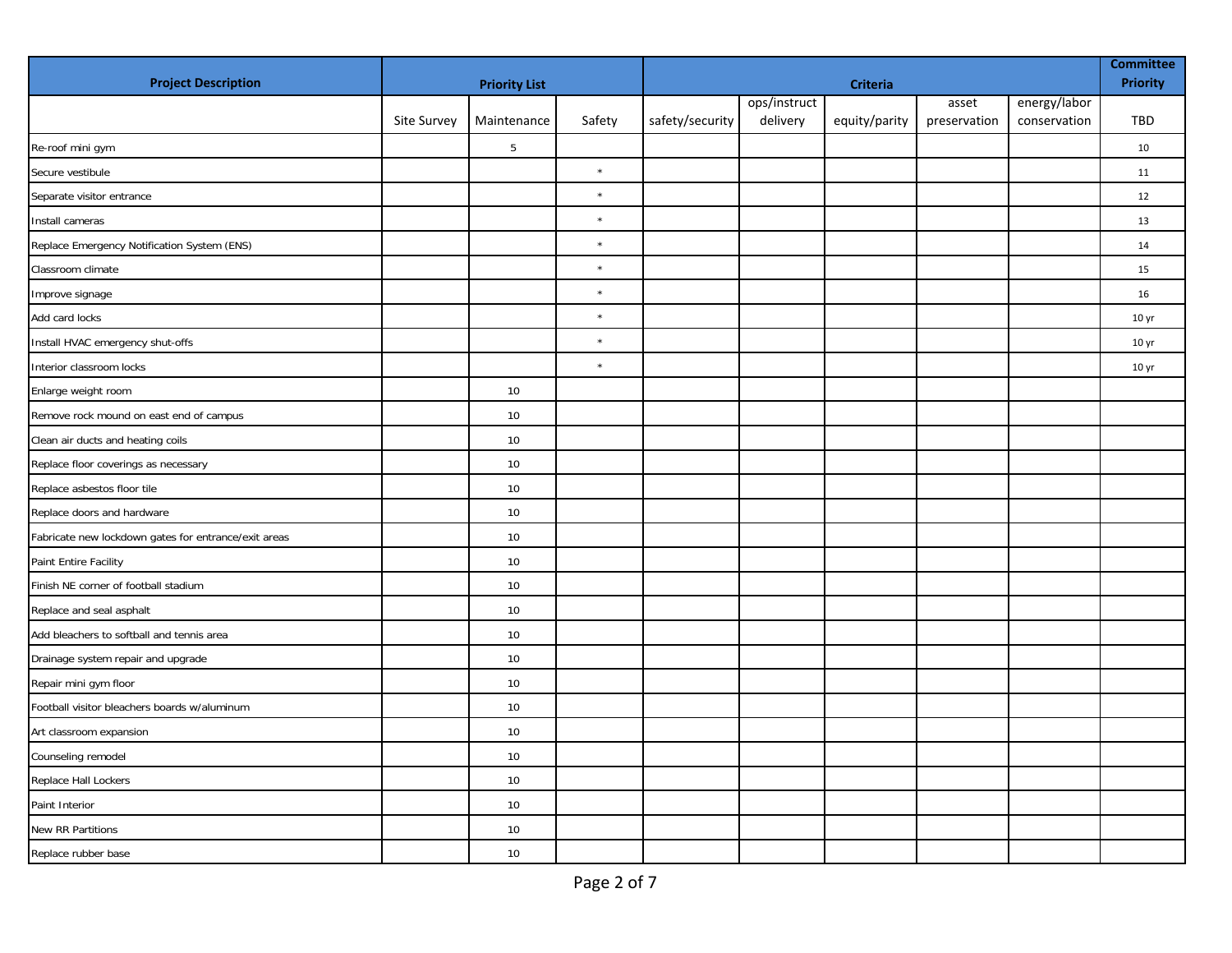| Project Description | Priority List | | | Criteria | | | | | Committee Priority |
|---|---|---|---|---|---|---|---|---|---|
| | Site Survey | Maintenance | Safety | safety/security | ops/instruct delivery | equity/parity | asset preservation | energy/labor conservation | TBD |
| Re-roof mini gym | | 5 | | | | | | | 10 |
| Secure vestibule | | | * | | | | | | 11 |
| Separate visitor entrance | | | * | | | | | | 12 |
| Install cameras | | | * | | | | | | 13 |
| Replace Emergency Notification System (ENS) | | | * | | | | | | 14 |
| Classroom climate | | | * | | | | | | 15 |
| Improve signage | | | * | | | | | | 16 |
| Add card locks | | | * | | | | | | 10 yr |
| Install HVAC emergency shut-offs | | | * | | | | | | 10 yr |
| Interior classroom locks | | | * | | | | | | 10 yr |
| Enlarge weight room | | 10 | | | | | | | |
| Remove rock mound on east end of campus | | 10 | | | | | | | |
| Clean air ducts and heating coils | | 10 | | | | | | | |
| Replace floor coverings as necessary | | 10 | | | | | | | |
| Replace asbestos floor tile | | 10 | | | | | | | |
| Replace doors and hardware | | 10 | | | | | | | |
| Fabricate new lockdown gates for entrance/exit areas | | 10 | | | | | | | |
| Paint Entire Facility | | 10 | | | | | | | |
| Finish NE corner of football stadium | | 10 | | | | | | | |
| Replace and seal asphalt | | 10 | | | | | | | |
| Add bleachers to softball and tennis area | | 10 | | | | | | | |
| Drainage system repair and upgrade | | 10 | | | | | | | |
| Repair mini gym floor | | 10 | | | | | | | |
| Football visitor bleachers boards w/aluminum | | 10 | | | | | | | |
| Art classroom expansion | | 10 | | | | | | | |
| Counseling remodel | | 10 | | | | | | | |
| Replace Hall Lockers | | 10 | | | | | | | |
| Paint Interior | | 10 | | | | | | | |
| New RR Partitions | | 10 | | | | | | | |
| Replace rubber base | | 10 | | | | | | | |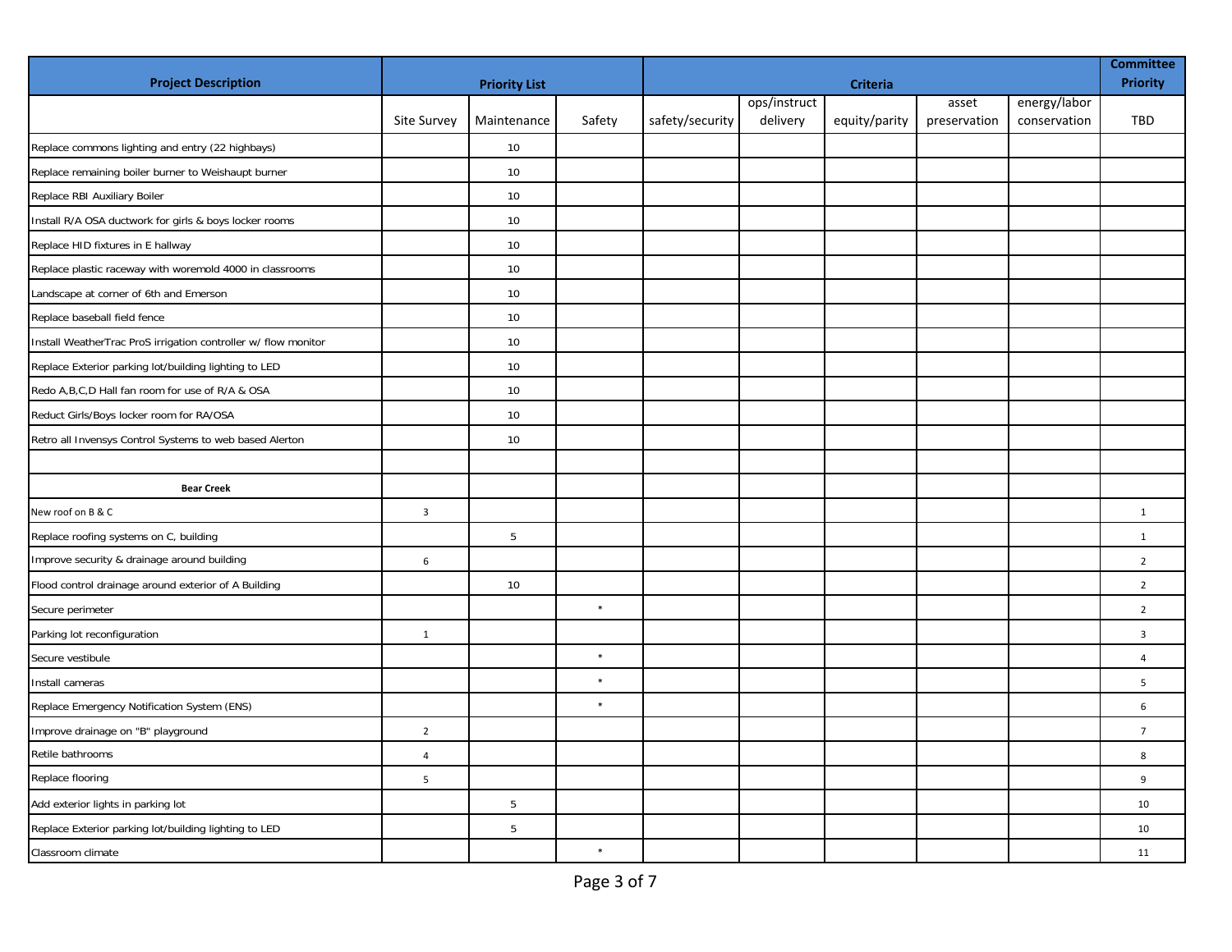| Project Description | Priority List | | | Criteria | | | | | Committee Priority |
|---|---|---|---|---|---|---|---|---|---|
| | Site Survey | Maintenance | Safety | safety/security | ops/instruct delivery | equity/parity | asset preservation | energy/labor conservation | TBD |
| Replace commons lighting and entry (22 highbays) | | 10 | | | | | | | |
| Replace remaining boiler burner to Weishaupt burner | | 10 | | | | | | | |
| Replace RBI Auxiliary Boiler | | 10 | | | | | | | |
| Install R/A OSA ductwork for girls & boys locker rooms | | 10 | | | | | | | |
| Replace HID fixtures in E hallway | | 10 | | | | | | | |
| Replace plastic raceway with woremold 4000 in classrooms | | 10 | | | | | | | |
| Landscape at corner of 6th and Emerson | | 10 | | | | | | | |
| Replace baseball field fence | | 10 | | | | | | | |
| Install WeatherTrac ProS irrigation controller w/ flow monitor | | 10 | | | | | | | |
| Replace Exterior parking lot/building lighting to LED | | 10 | | | | | | | |
| Redo A,B,C,D Hall fan room for use of R/A & OSA | | 10 | | | | | | | |
| Reduct Girls/Boys locker room for RA/OSA | | 10 | | | | | | | |
| Retro all Invensys Control Systems to web based Alerton | | 10 | | | | | | | |
| | | | | | | | | | |
| **Bear Creek** | | | | | | | | | |
| New roof on B & C | 3 | | | | | | | | 1 |
| Replace roofing systems on C, building | | 5 | | | | | | | 1 |
| Improve security & drainage around building | 6 | | | | | | | | 2 |
| Flood control drainage around exterior of A Building | | 10 | | | | | | | 2 |
| Secure perimeter | | | * | | | | | | 2 |
| Parking lot reconfiguration | 1 | | | | | | | | 3 |
| Secure vestibule | | | * | | | | | | 4 |
| Install cameras | | | * | | | | | | 5 |
| Replace Emergency Notification System (ENS) | | | * | | | | | | 6 |
| Improve drainage on "B" playground | 2 | | | | | | | | 7 |
| Retile bathrooms | 4 | | | | | | | | 8 |
| Replace flooring | 5 | | | | | | | | 9 |
| Add exterior lights in parking lot | | 5 | | | | | | | 10 |
| Replace Exterior parking lot/building lighting to LED | | 5 | | | | | | | 10 |
| Classroom climate | | | * | | | | | | 11 |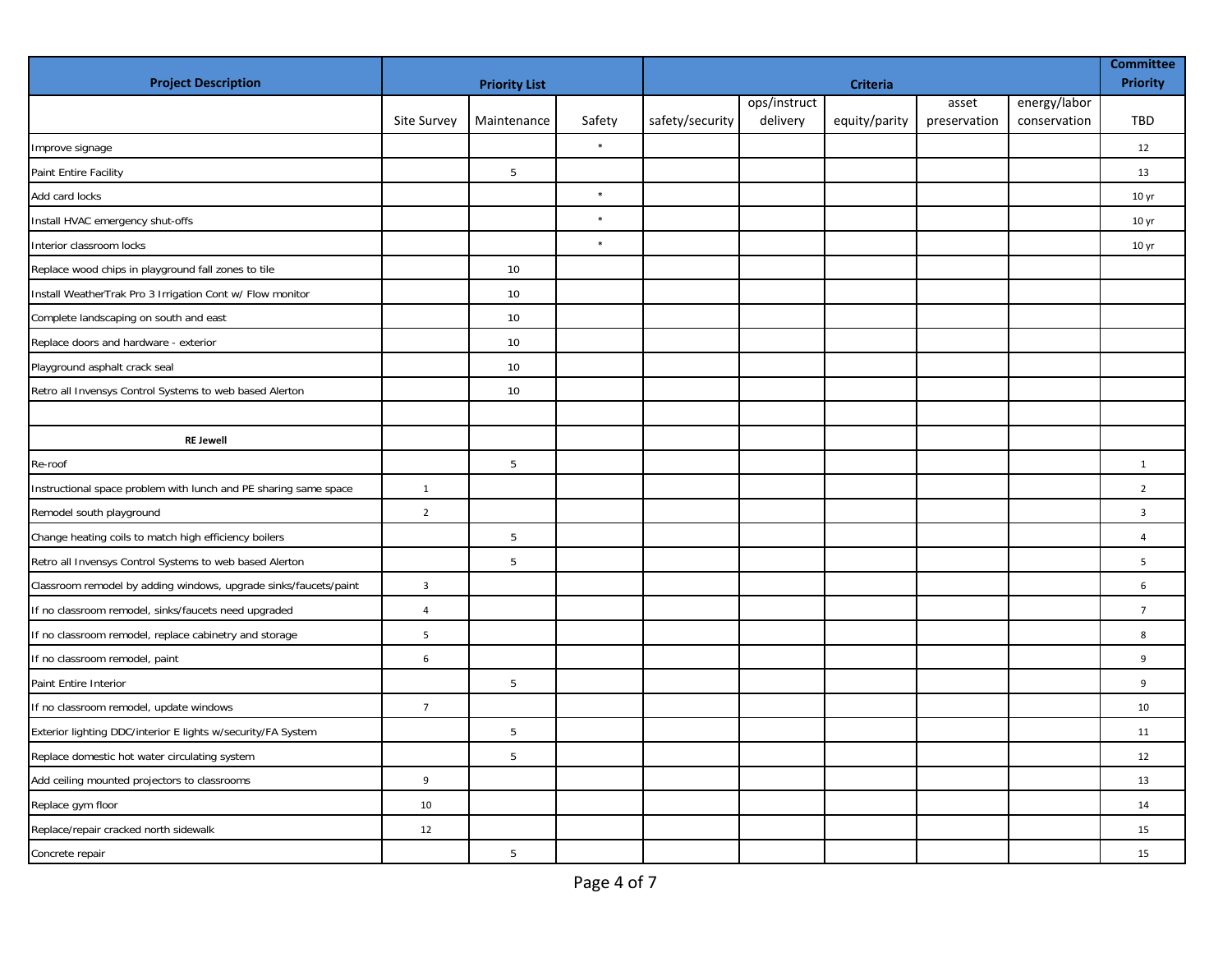| Project Description | Priority List | | | Criteria | | | | | Committee Priority |
|---|---|---|---|---|---|---|---|---|---|
| | Site Survey | Maintenance | Safety | safety/security | ops/instruct delivery | equity/parity | asset preservation | energy/labor conservation | TBD |
| Improve signage | | | * | | | | | | 12 |
| Paint Entire Facility | | 5 | | | | | | | 13 |
| Add card locks | | | * | | | | | | 10 yr |
| Install HVAC emergency shut-offs | | | * | | | | | | 10 yr |
| Interior classroom locks | | | * | | | | | | 10 yr |
| Replace wood chips in playground fall zones to tile | | 10 | | | | | | | |
| Install WeatherTrak Pro 3 Irrigation Cont w/ Flow monitor | | 10 | | | | | | | |
| Complete landscaping on south and east | | 10 | | | | | | | |
| Replace doors and hardware - exterior | | 10 | | | | | | | |
| Playground asphalt crack seal | | 10 | | | | | | | |
| Retro all Invensys Control Systems to web based Alerton | | 10 | | | | | | | |
| | | | | | | | | | |
| **RE Jewell** | | | | | | | | | |
| Re-roof | | 5 | | | | | | | 1 |
| Instructional space problem with lunch and PE sharing same space | 1 | | | | | | | | 2 |
| Remodel south playground | 2 | | | | | | | | 3 |
| Change heating coils to match high efficiency boilers | | 5 | | | | | | | 4 |
| Retro all Invensys Control Systems to web based Alerton | | 5 | | | | | | | 5 |
| Classroom remodel by adding windows, upgrade sinks/faucets/paint | 3 | | | | | | | | 6 |
| If no classroom remodel, sinks/faucets need upgraded | 4 | | | | | | | | 7 |
| If no classroom remodel, replace cabinetry and storage | 5 | | | | | | | | 8 |
| If no classroom remodel, paint | 6 | | | | | | | | 9 |
| Paint Entire Interior | | 5 | | | | | | | 9 |
| If no classroom remodel, update windows | 7 | | | | | | | | 10 |
| Exterior lighting DDC/interior E lights w/security/FA System | | 5 | | | | | | | 11 |
| Replace domestic hot water circulating system | | 5 | | | | | | | 12 |
| Add ceiling mounted projectors to classrooms | 9 | | | | | | | | 13 |
| Replace gym floor | 10 | | | | | | | | 14 |
| Replace/repair cracked north sidewalk | 12 | | | | | | | | 15 |
| Concrete repair | | 5 | | | | | | | 15 |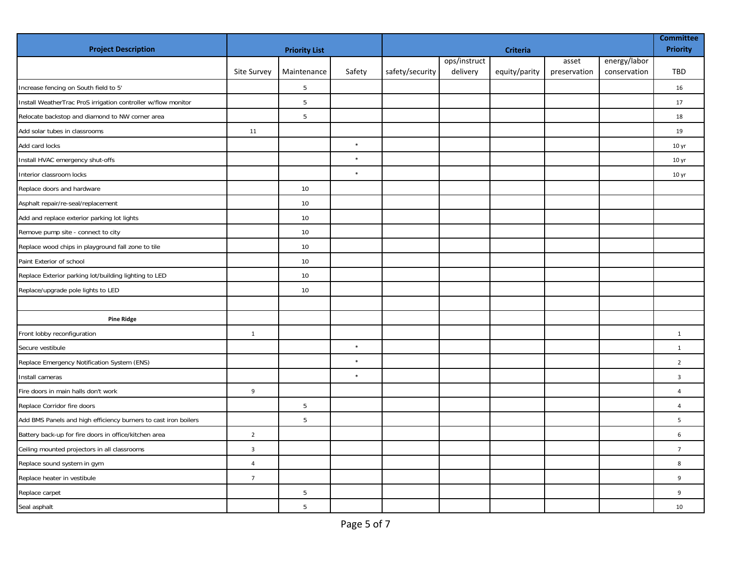| Project Description | Priority List | | | Criteria | | | | | Committee Priority |
|---|---|---|---|---|---|---|---|---|---|
| | Site Survey | Maintenance | Safety | safety/security | ops/instruct delivery | equity/parity | asset preservation | energy/labor conservation | TBD |
| Increase fencing on South field to 5' | | 5 | | | | | | | 16 |
| Install WeatherTrac ProS irrigation controller w/flow monitor | | 5 | | | | | | | 17 |
| Relocate backstop and diamond to NW corner area | | 5 | | | | | | | 18 |
| Add solar tubes in classrooms | 11 | | | | | | | | 19 |
| Add card locks | | | * | | | | | | 10 yr |
| Install HVAC emergency shut-offs | | | * | | | | | | 10 yr |
| Interior classroom locks | | | * | | | | | | 10 yr |
| Replace doors and hardware | | 10 | | | | | | | |
| Asphalt repair/re-seal/replacement | | 10 | | | | | | | |
| Add and replace exterior parking lot lights | | 10 | | | | | | | |
| Remove pump site - connect to city | | 10 | | | | | | | |
| Replace wood chips in playground fall zone to tile | | 10 | | | | | | | |
| Paint Exterior of school | | 10 | | | | | | | |
| Replace Exterior parking lot/building lighting to LED | | 10 | | | | | | | |
| Replace/upgrade pole lights to LED | | 10 | | | | | | | |
| | | | | | | | | | |
| **Pine Ridge** | | | | | | | | | |
| Front lobby reconfiguration | 1 | | | | | | | | 1 |
| Secure vestibule | | | * | | | | | | 1 |
| Replace Emergency Notification System (ENS) | | | * | | | | | | 2 |
| Install cameras | | | * | | | | | | 3 |
| Fire doors in main halls don't work | 9 | | | | | | | | 4 |
| Replace Corridor fire doors | | 5 | | | | | | | 4 |
| Add BMS Panels and high efficiency burners to cast iron boilers | | 5 | | | | | | | 5 |
| Battery back-up for fire doors in office/kitchen area | 2 | | | | | | | | 6 |
| Ceiling mounted projectors in all classrooms | 3 | | | | | | | | 7 |
| Replace sound system in gym | 4 | | | | | | | | 8 |
| Replace heater in vestibule | 7 | | | | | | | | 9 |
| Replace carpet | | 5 | | | | | | | 9 |
| Seal asphalt | | 5 | | | | | | | 10 |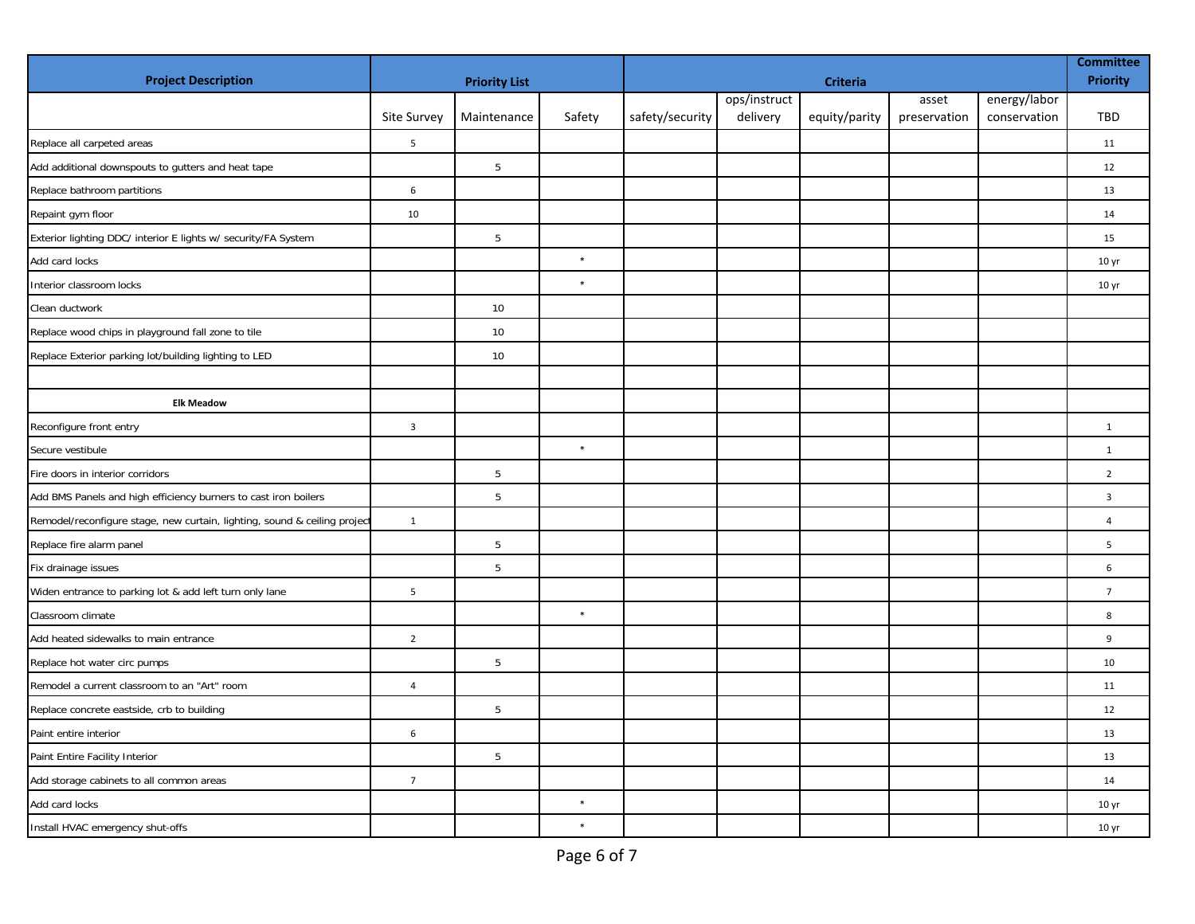| Project Description | Priority List | | | Criteria | | | | | Committee Priority |
|---|---|---|---|---|---|---|---|---|---|
| | Site Survey | Maintenance | Safety | safety/security | ops/instruct delivery | equity/parity | asset preservation | energy/labor conservation | TBD |
| Replace all carpeted areas | 5 | | | | | | | | 11 |
| Add additional downspouts to gutters and heat tape | | 5 | | | | | | | 12 |
| Replace bathroom partitions | 6 | | | | | | | | 13 |
| Repaint gym floor | 10 | | | | | | | | 14 |
| Exterior lighting DDC/ interior E lights w/ security/FA System | | 5 | | | | | | | 15 |
| Add card locks | | | * | | | | | | 10 yr |
| Interior classroom locks | | | * | | | | | | 10 yr |
| Clean ductwork | | 10 | | | | | | | |
| Replace wood chips in playground fall zone to tile | | 10 | | | | | | | |
| Replace Exterior parking lot/building lighting to LED | | 10 | | | | | | | |
| | | | | | | | | | |
| **Elk Meadow** | | | | | | | | | |
| Reconfigure front entry | 3 | | | | | | | | 1 |
| Secure vestibule | | | * | | | | | | 1 |
| Fire doors in interior corridors | | 5 | | | | | | | 2 |
| Add BMS Panels and high efficiency burners to cast iron boilers | | 5 | | | | | | | 3 |
| Remodel/reconfigure stage, new curtain, lighting, sound & ceiling project | 1 | | | | | | | | 4 |
| Replace fire alarm panel | | 5 | | | | | | | 5 |
| Fix drainage issues | | 5 | | | | | | | 6 |
| Widen entrance to parking lot & add left turn only lane | 5 | | | | | | | | 7 |
| Classroom climate | | | * | | | | | | 8 |
| Add heated sidewalks to main entrance | 2 | | | | | | | | 9 |
| Replace hot water circ pumps | | 5 | | | | | | | 10 |
| Remodel a current classroom to an "Art" room | 4 | | | | | | | | 11 |
| Replace concrete eastside, crb to building | | 5 | | | | | | | 12 |
| Paint entire interior | 6 | | | | | | | | 13 |
| Paint Entire Facility Interior | | 5 | | | | | | | 13 |
| Add storage cabinets to all common areas | 7 | | | | | | | | 14 |
| Add card locks | | | * | | | | | | 10 yr |
| Install HVAC emergency shut-offs | | | * | | | | | | 10 yr |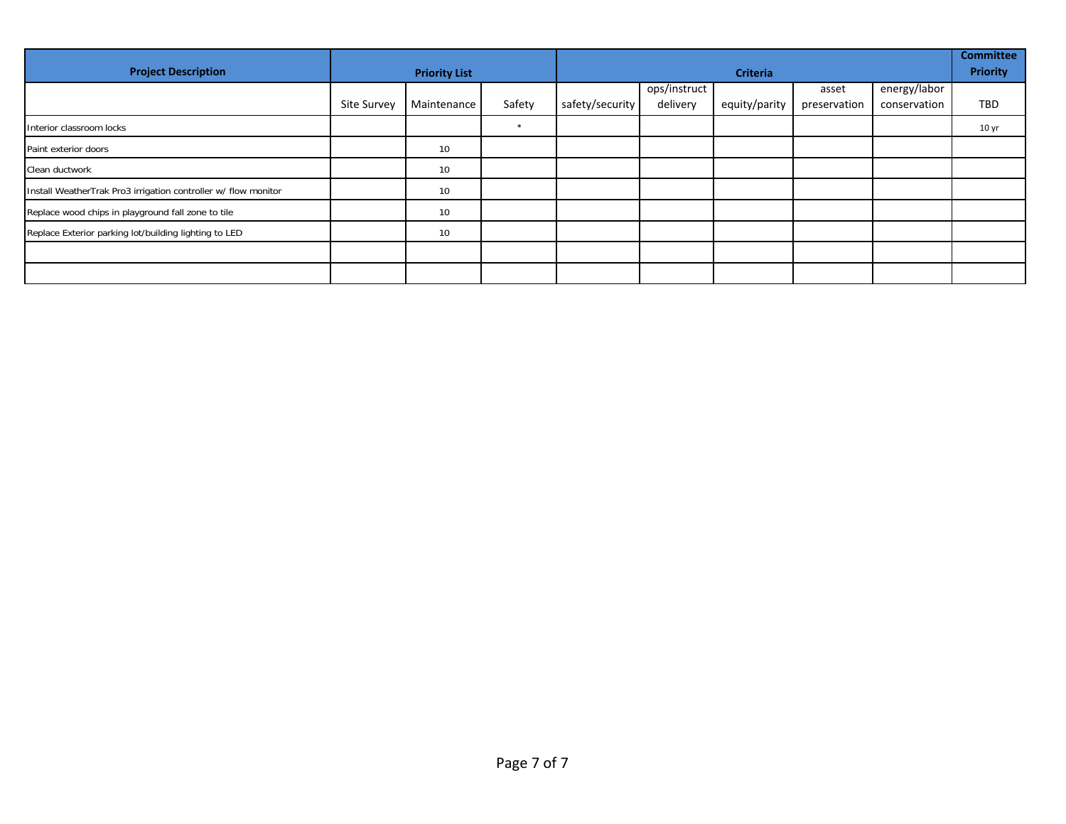| Project Description | Priority List | | | Criteria | | | | | Committee Priority |
|---|---|---|---|---|---|---|---|---|---|
| | Site Survey | Maintenance | Safety | safety/security | ops/instruct delivery | equity/parity | asset preservation | energy/labor conservation | TBD |
| Interior classroom locks | | | * | | | | | | 10 yr |
| Paint exterior doors | | 10 | | | | | | | |
| Clean ductwork | | 10 | | | | | | | |
| Install WeatherTrak Pro3 irrigation controller w/ flow monitor | | 10 | | | | | | | |
| Replace wood chips in playground fall zone to tile | | 10 | | | | | | | |
| Replace Exterior parking lot/building lighting to LED | | 10 | | | | | | | |
| | | | | | | | | | |
| | | | | | | | | | |